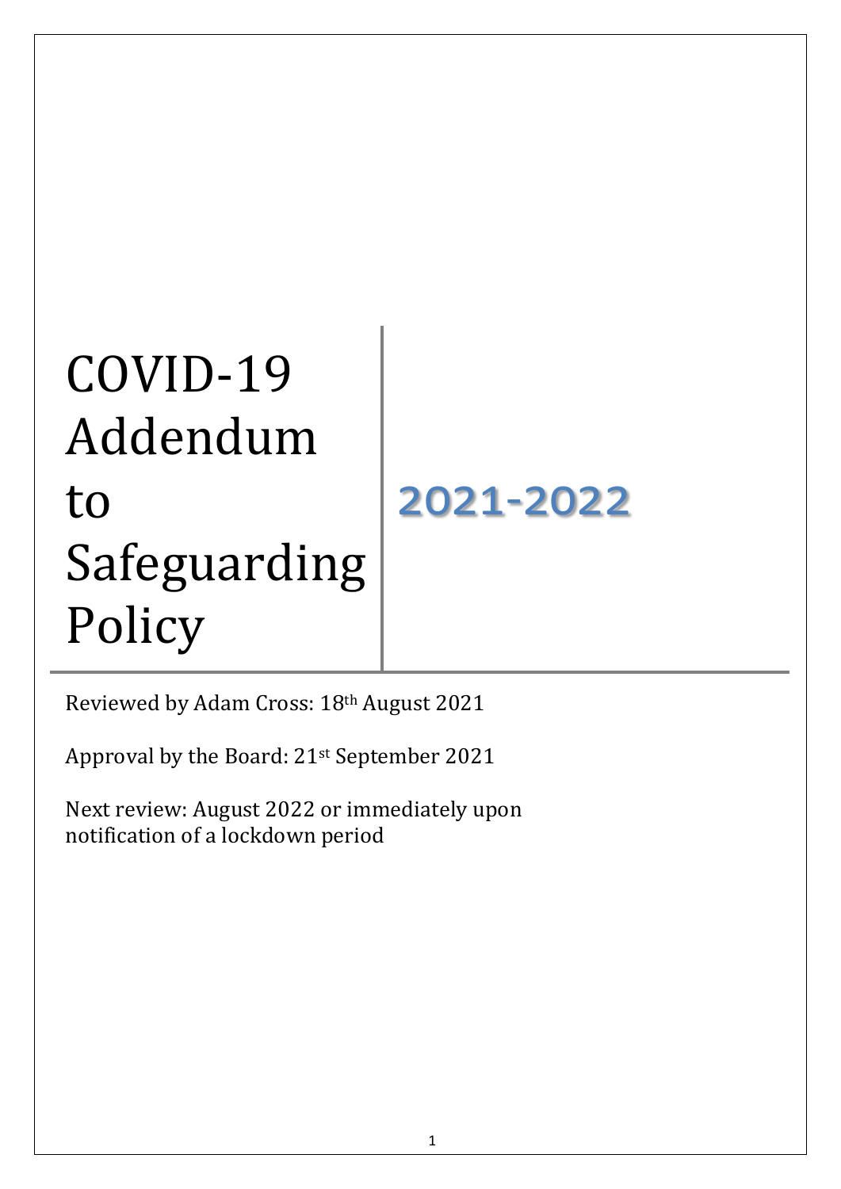# COVID-19 Addendum to Safeguarding Policy

## 2021-2022

Reviewed by Adam Cross: 18th August 2021

Approval by the Board: 21st September 2021

Next review: August 2022 or immediately upon notification of a lockdown period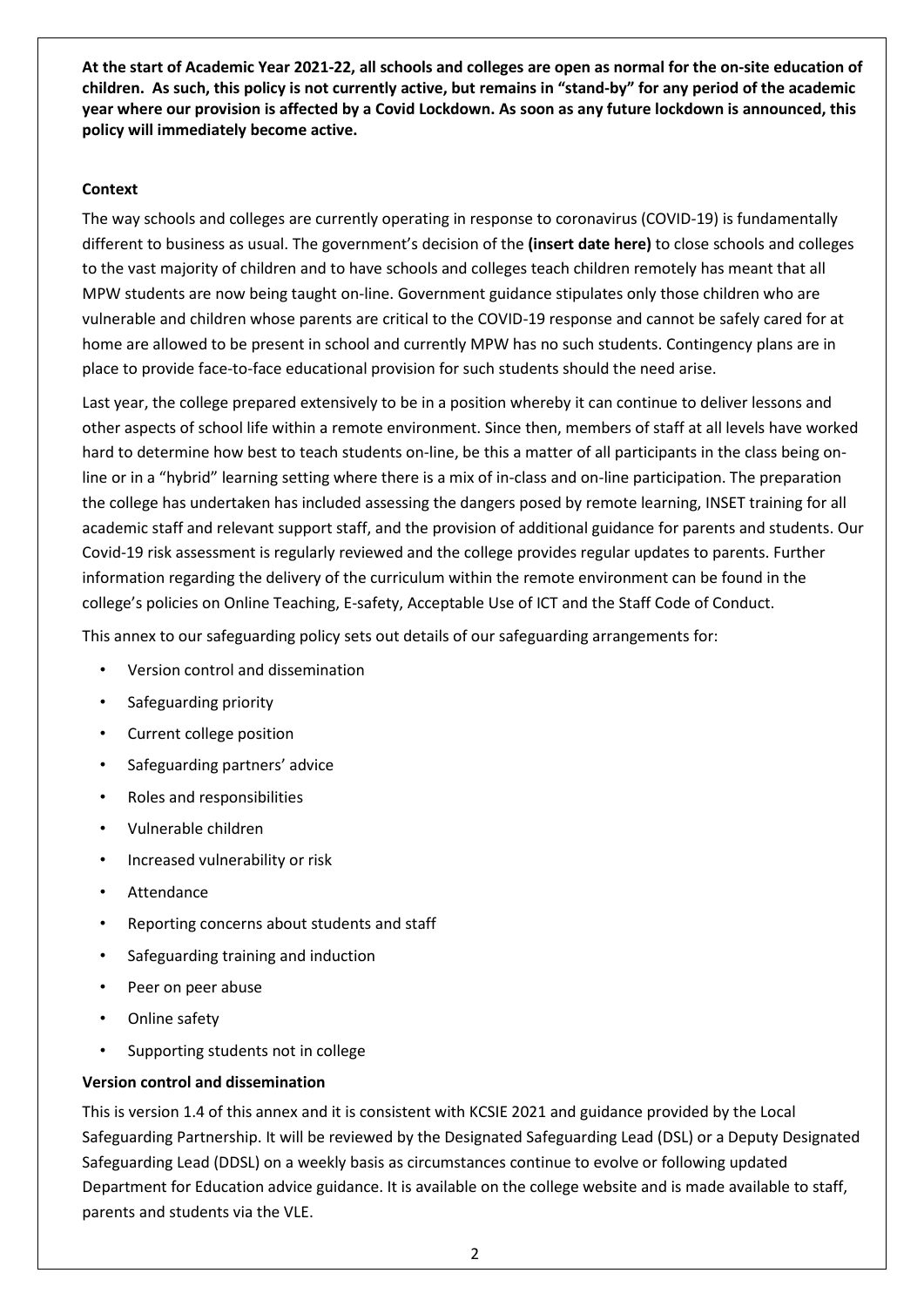**At the start of Academic Year 2021-22, all schools and colleges are open as normal for the on-site education of children. As such, this policy is not currently active, but remains in "stand-by" for any period of the academic year where our provision is affected by a Covid Lockdown. As soon as any future lockdown is announced, this policy will immediately become active.**

**Context**

The way schools and colleges are currently operating in response to coronavirus (COVID-19) is fundamentally different to business as usual. The government's decision of the **(insert date here)** to close schools and colleges to the vast majority of children and to have schools and colleges teach children remotely has meant that all MPW students are now being taught on-line. Government guidance stipulates only those children who are vulnerable and children whose parents are critical to the COVID-19 response and cannot be safely cared for at home are allowed to be present in school and currently MPW has no such students. Contingency plans are in place to provide face-to-face educational provision for such students should the need arise.

Last year, the college prepared extensively to be in a position whereby it can continue to deliver lessons and other aspects of school life within a remote environment. Since then, members of staff at all levels have worked hard to determine how best to teach students on-line, be this a matter of all participants in the class being on-line or in a "hybrid" learning setting where there is a mix of in-class and on-line participation. The preparation the college has undertaken has included assessing the dangers posed by remote learning, INSET training for all academic staff and relevant support staff, and the provision of additional guidance for parents and students. Our Covid-19 risk assessment is regularly reviewed and the college provides regular updates to parents. Further information regarding the delivery of the curriculum within the remote environment can be found in the college's policies on Online Teaching, E-safety, Acceptable Use of ICT and the Staff Code of Conduct.

This annex to our safeguarding policy sets out details of our safeguarding arrangements for:

- Version control and dissemination
- Safeguarding priority
- Current college position
- Safeguarding partners' advice
- Roles and responsibilities
- Vulnerable children
- Increased vulnerability or risk
- Attendance
- Reporting concerns about students and staff
- Safeguarding training and induction
- Peer on peer abuse
- Online safety
- Supporting students not in college

**Version control and dissemination**

This is version 1.4 of this annex and it is consistent with KCSIE 2021 and guidance provided by the Local Safeguarding Partnership. It will be reviewed by the Designated Safeguarding Lead (DSL) or a Deputy Designated Safeguarding Lead (DDSL) on a weekly basis as circumstances continue to evolve or following updated Department for Education advice guidance. It is available on the college website and is made available to staff, parents and students via the VLE.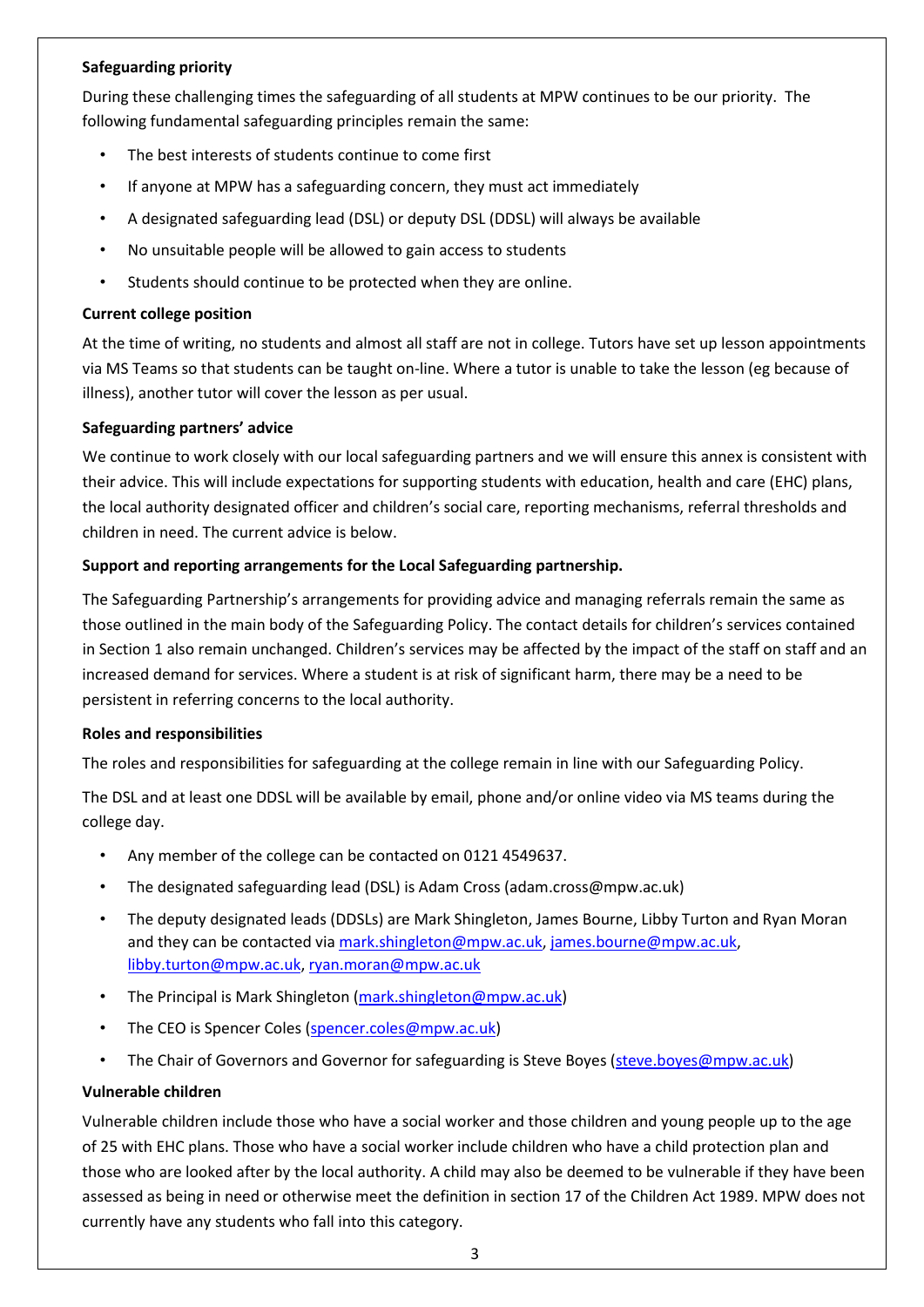**Safeguarding priority**

During these challenging times the safeguarding of all students at MPW continues to be our priority. The following fundamental safeguarding principles remain the same:

- The best interests of students continue to come first
- If anyone at MPW has a safeguarding concern, they must act immediately
- A designated safeguarding lead (DSL) or deputy DSL (DDSL) will always be available
- No unsuitable people will be allowed to gain access to students
- Students should continue to be protected when they are online.

**Current college position**

At the time of writing, no students and almost all staff are not in college. Tutors have set up lesson appointments via MS Teams so that students can be taught on-line. Where a tutor is unable to take the lesson (eg because of illness), another tutor will cover the lesson as per usual.

**Safeguarding partners' advice**

We continue to work closely with our local safeguarding partners and we will ensure this annex is consistent with their advice. This will include expectations for supporting students with education, health and care (EHC) plans, the local authority designated officer and children's social care, reporting mechanisms, referral thresholds and children in need. The current advice is below.

**Support and reporting arrangements for the Local Safeguarding partnership.**

The Safeguarding Partnership's arrangements for providing advice and managing referrals remain the same as those outlined in the main body of the Safeguarding Policy. The contact details for children's services contained in Section 1 also remain unchanged. Children's services may be affected by the impact of the staff on staff and an increased demand for services. Where a student is at risk of significant harm, there may be a need to be persistent in referring concerns to the local authority.

**Roles and responsibilities**

The roles and responsibilities for safeguarding at the college remain in line with our Safeguarding Policy.

The DSL and at least one DDSL will be available by email, phone and/or online video via MS teams during the college day.

- Any member of the college can be contacted on 0121 4549637.
- The designated safeguarding lead (DSL) is Adam Cross (adam.cross@mpw.ac.uk)
- The deputy designated leads (DDSLs) are Mark Shingleton, James Bourne, Libby Turton and Ryan Moran and they can be contacted via mark.shingleton@mpw.ac.uk, james.bourne@mpw.ac.uk, libby.turton@mpw.ac.uk, ryan.moran@mpw.ac.uk
- The Principal is Mark Shingleton (mark.shingleton@mpw.ac.uk)
- The CEO is Spencer Coles (spencer.coles@mpw.ac.uk)
- The Chair of Governors and Governor for safeguarding is Steve Boyes (steve.boyes@mpw.ac.uk)

**Vulnerable children**

Vulnerable children include those who have a social worker and those children and young people up to the age of 25 with EHC plans. Those who have a social worker include children who have a child protection plan and those who are looked after by the local authority. A child may also be deemed to be vulnerable if they have been assessed as being in need or otherwise meet the definition in section 17 of the Children Act 1989. MPW does not currently have any students who fall into this category.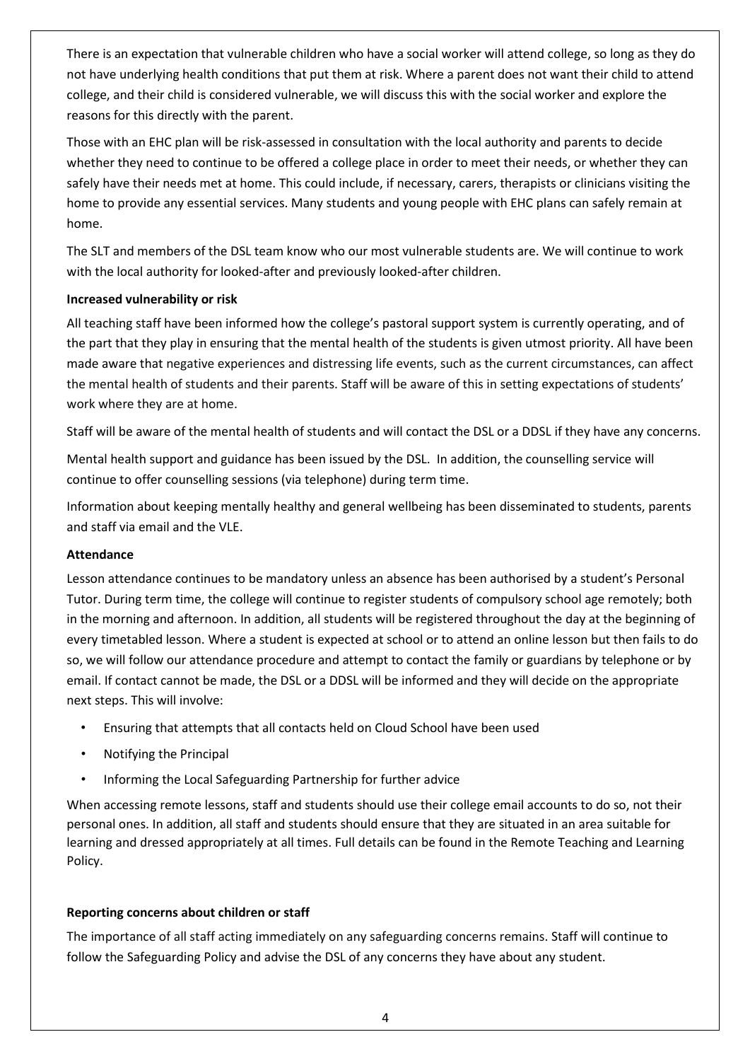There is an expectation that vulnerable children who have a social worker will attend college, so long as they do not have underlying health conditions that put them at risk. Where a parent does not want their child to attend college, and their child is considered vulnerable, we will discuss this with the social worker and explore the reasons for this directly with the parent.

Those with an EHC plan will be risk-assessed in consultation with the local authority and parents to decide whether they need to continue to be offered a college place in order to meet their needs, or whether they can safely have their needs met at home. This could include, if necessary, carers, therapists or clinicians visiting the home to provide any essential services. Many students and young people with EHC plans can safely remain at home.

The SLT and members of the DSL team know who our most vulnerable students are. We will continue to work with the local authority for looked-after and previously looked-after children.

**Increased vulnerability or risk**

All teaching staff have been informed how the college's pastoral support system is currently operating, and of the part that they play in ensuring that the mental health of the students is given utmost priority. All have been made aware that negative experiences and distressing life events, such as the current circumstances, can affect the mental health of students and their parents. Staff will be aware of this in setting expectations of students' work where they are at home.

Staff will be aware of the mental health of students and will contact the DSL or a DDSL if they have any concerns.

Mental health support and guidance has been issued by the DSL. In addition, the counselling service will continue to offer counselling sessions (via telephone) during term time.

Information about keeping mentally healthy and general wellbeing has been disseminated to students, parents and staff via email and the VLE.

**Attendance**

Lesson attendance continues to be mandatory unless an absence has been authorised by a student's Personal Tutor. During term time, the college will continue to register students of compulsory school age remotely; both in the morning and afternoon. In addition, all students will be registered throughout the day at the beginning of every timetabled lesson. Where a student is expected at school or to attend an online lesson but then fails to do so, we will follow our attendance procedure and attempt to contact the family or guardians by telephone or by email. If contact cannot be made, the DSL or a DDSL will be informed and they will decide on the appropriate next steps. This will involve:

- Ensuring that attempts that all contacts held on Cloud School have been used
- Notifying the Principal
- Informing the Local Safeguarding Partnership for further advice

When accessing remote lessons, staff and students should use their college email accounts to do so, not their personal ones. In addition, all staff and students should ensure that they are situated in an area suitable for learning and dressed appropriately at all times. Full details can be found in the Remote Teaching and Learning Policy.

**Reporting concerns about children or staff**

The importance of all staff acting immediately on any safeguarding concerns remains. Staff will continue to follow the Safeguarding Policy and advise the DSL of any concerns they have about any student.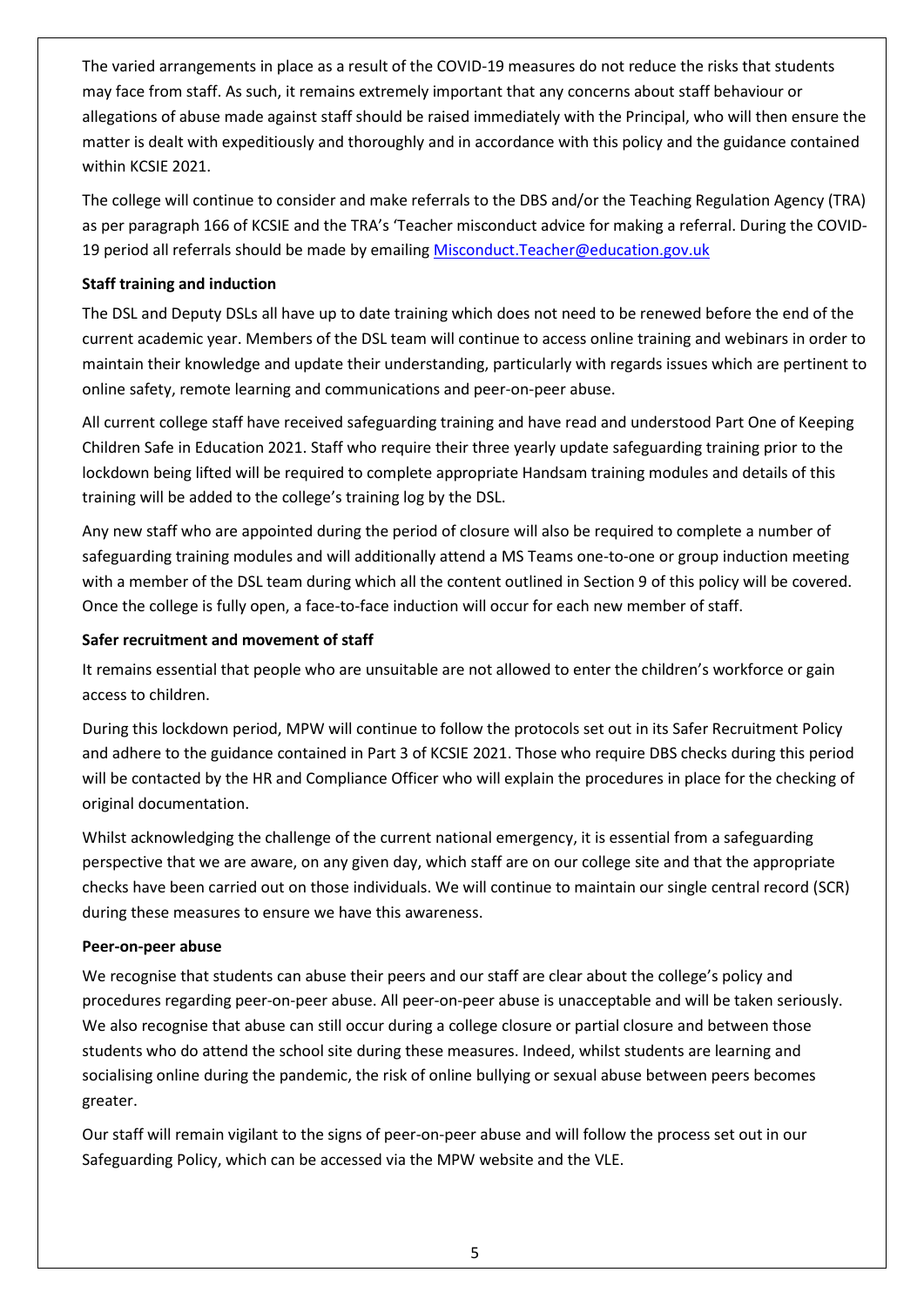The varied arrangements in place as a result of the COVID-19 measures do not reduce the risks that students may face from staff. As such, it remains extremely important that any concerns about staff behaviour or allegations of abuse made against staff should be raised immediately with the Principal, who will then ensure the matter is dealt with expeditiously and thoroughly and in accordance with this policy and the guidance contained within KCSIE 2021.

The college will continue to consider and make referrals to the DBS and/or the Teaching Regulation Agency (TRA) as per paragraph 166 of KCSIE and the TRA's 'Teacher misconduct advice for making a referral. During the COVID-19 period all referrals should be made by emailing Misconduct.Teacher@education.gov.uk

**Staff training and induction**

The DSL and Deputy DSLs all have up to date training which does not need to be renewed before the end of the current academic year. Members of the DSL team will continue to access online training and webinars in order to maintain their knowledge and update their understanding, particularly with regards issues which are pertinent to online safety, remote learning and communications and peer-on-peer abuse.

All current college staff have received safeguarding training and have read and understood Part One of Keeping Children Safe in Education 2021. Staff who require their three yearly update safeguarding training prior to the lockdown being lifted will be required to complete appropriate Handsam training modules and details of this training will be added to the college's training log by the DSL.

Any new staff who are appointed during the period of closure will also be required to complete a number of safeguarding training modules and will additionally attend a MS Teams one-to-one or group induction meeting with a member of the DSL team during which all the content outlined in Section 9 of this policy will be covered. Once the college is fully open, a face-to-face induction will occur for each new member of staff.

**Safer recruitment and movement of staff**

It remains essential that people who are unsuitable are not allowed to enter the children's workforce or gain access to children.

During this lockdown period, MPW will continue to follow the protocols set out in its Safer Recruitment Policy and adhere to the guidance contained in Part 3 of KCSIE 2021. Those who require DBS checks during this period will be contacted by the HR and Compliance Officer who will explain the procedures in place for the checking of original documentation.

Whilst acknowledging the challenge of the current national emergency, it is essential from a safeguarding perspective that we are aware, on any given day, which staff are on our college site and that the appropriate checks have been carried out on those individuals. We will continue to maintain our single central record (SCR) during these measures to ensure we have this awareness.

**Peer-on-peer abuse**

We recognise that students can abuse their peers and our staff are clear about the college's policy and procedures regarding peer-on-peer abuse. All peer-on-peer abuse is unacceptable and will be taken seriously. We also recognise that abuse can still occur during a college closure or partial closure and between those students who do attend the school site during these measures. Indeed, whilst students are learning and socialising online during the pandemic, the risk of online bullying or sexual abuse between peers becomes greater.

Our staff will remain vigilant to the signs of peer-on-peer abuse and will follow the process set out in our Safeguarding Policy, which can be accessed via the MPW website and the VLE.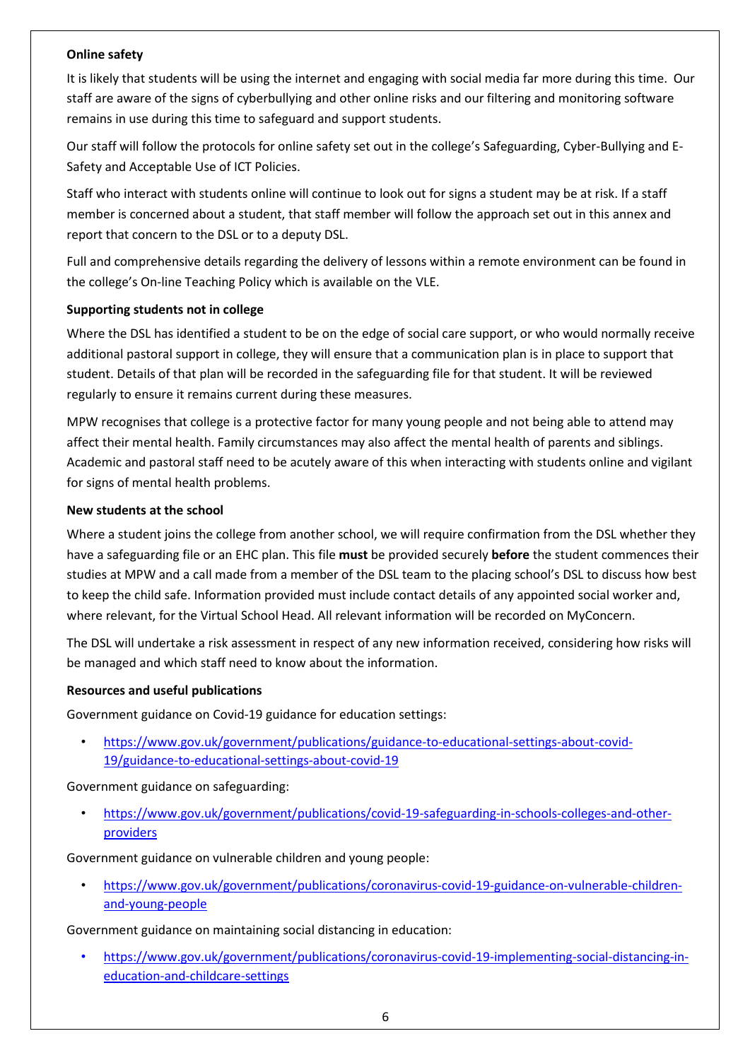**Online safety**

It is likely that students will be using the internet and engaging with social media far more during this time. Our staff are aware of the signs of cyberbullying and other online risks and our filtering and monitoring software remains in use during this time to safeguard and support students.

Our staff will follow the protocols for online safety set out in the college's Safeguarding, Cyber-Bullying and E-Safety and Acceptable Use of ICT Policies.

Staff who interact with students online will continue to look out for signs a student may be at risk. If a staff member is concerned about a student, that staff member will follow the approach set out in this annex and report that concern to the DSL or to a deputy DSL.

Full and comprehensive details regarding the delivery of lessons within a remote environment can be found in the college's On-line Teaching Policy which is available on the VLE.

**Supporting students not in college**

Where the DSL has identified a student to be on the edge of social care support, or who would normally receive additional pastoral support in college, they will ensure that a communication plan is in place to support that student. Details of that plan will be recorded in the safeguarding file for that student. It will be reviewed regularly to ensure it remains current during these measures.

MPW recognises that college is a protective factor for many young people and not being able to attend may affect their mental health. Family circumstances may also affect the mental health of parents and siblings. Academic and pastoral staff need to be acutely aware of this when interacting with students online and vigilant for signs of mental health problems.

**New students at the school**

Where a student joins the college from another school, we will require confirmation from the DSL whether they have a safeguarding file or an EHC plan. This file **must** be provided securely **before** the student commences their studies at MPW and a call made from a member of the DSL team to the placing school's DSL to discuss how best to keep the child safe. Information provided must include contact details of any appointed social worker and, where relevant, for the Virtual School Head. All relevant information will be recorded on MyConcern.

The DSL will undertake a risk assessment in respect of any new information received, considering how risks will be managed and which staff need to know about the information.

**Resources and useful publications**

Government guidance on Covid-19 guidance for education settings:

- https://www.gov.uk/government/publications/guidance-to-educational-settings-about-covid-19/guidance-to-educational-settings-about-covid-19

Government guidance on safeguarding:

- https://www.gov.uk/government/publications/covid-19-safeguarding-in-schools-colleges-and-other-providers

Government guidance on vulnerable children and young people:

- https://www.gov.uk/government/publications/coronavirus-covid-19-guidance-on-vulnerable-children-and-young-people

Government guidance on maintaining social distancing in education:

- https://www.gov.uk/government/publications/coronavirus-covid-19-implementing-social-distancing-in-education-and-childcare-settings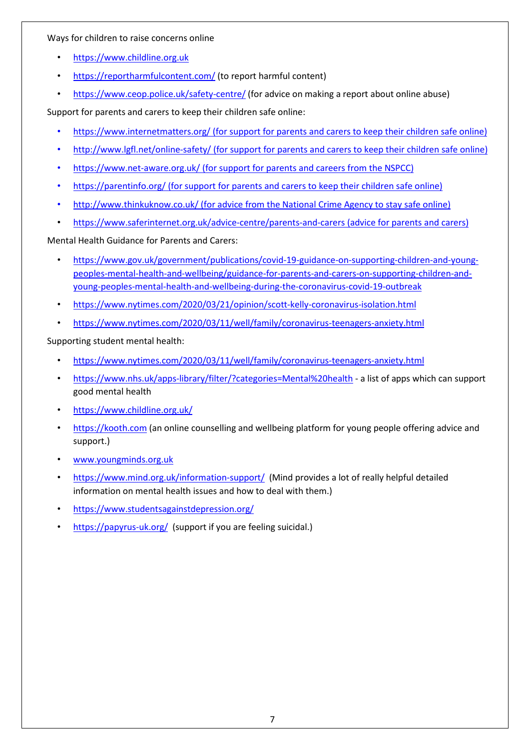Ways for children to raise concerns online

- https://www.childline.org.uk
- https://reportharmfulcontent.com/ (to report harmful content)
- https://www.ceop.police.uk/safety-centre/ (for advice on making a report about online abuse)

Support for parents and carers to keep their children safe online:

- https://www.internetmatters.org/ (for support for parents and carers to keep their children safe online)
- http://www.lgfl.net/online-safety/ (for support for parents and carers to keep their children safe online)
- https://www.net-aware.org.uk/ (for support for parents and careers from the NSPCC)
- https://parentinfo.org/ (for support for parents and carers to keep their children safe online)
- http://www.thinkuknow.co.uk/ (for advice from the National Crime Agency to stay safe online)
- https://www.saferinternet.org.uk/advice-centre/parents-and-carers (advice for parents and carers)

Mental Health Guidance for Parents and Carers:

- https://www.gov.uk/government/publications/covid-19-guidance-on-supporting-children-and-young-peoples-mental-health-and-wellbeing/guidance-for-parents-and-carers-on-supporting-children-and-young-peoples-mental-health-and-wellbeing-during-the-coronavirus-covid-19-outbreak
- https://www.nytimes.com/2020/03/21/opinion/scott-kelly-coronavirus-isolation.html
- https://www.nytimes.com/2020/03/11/well/family/coronavirus-teenagers-anxiety.html

Supporting student mental health:

- https://www.nytimes.com/2020/03/11/well/family/coronavirus-teenagers-anxiety.html
- https://www.nhs.uk/apps-library/filter/?categories=Mental%20health - a list of apps which can support good mental health
- https://www.childline.org.uk/
- https://kooth.com (an online counselling and wellbeing platform for young people offering advice and support.)
- www.youngminds.org.uk
- https://www.mind.org.uk/information-support/ (Mind provides a lot of really helpful detailed information on mental health issues and how to deal with them.)
- https://www.studentsagainstdepression.org/
- https://papyrus-uk.org/ (support if you are feeling suicidal.)